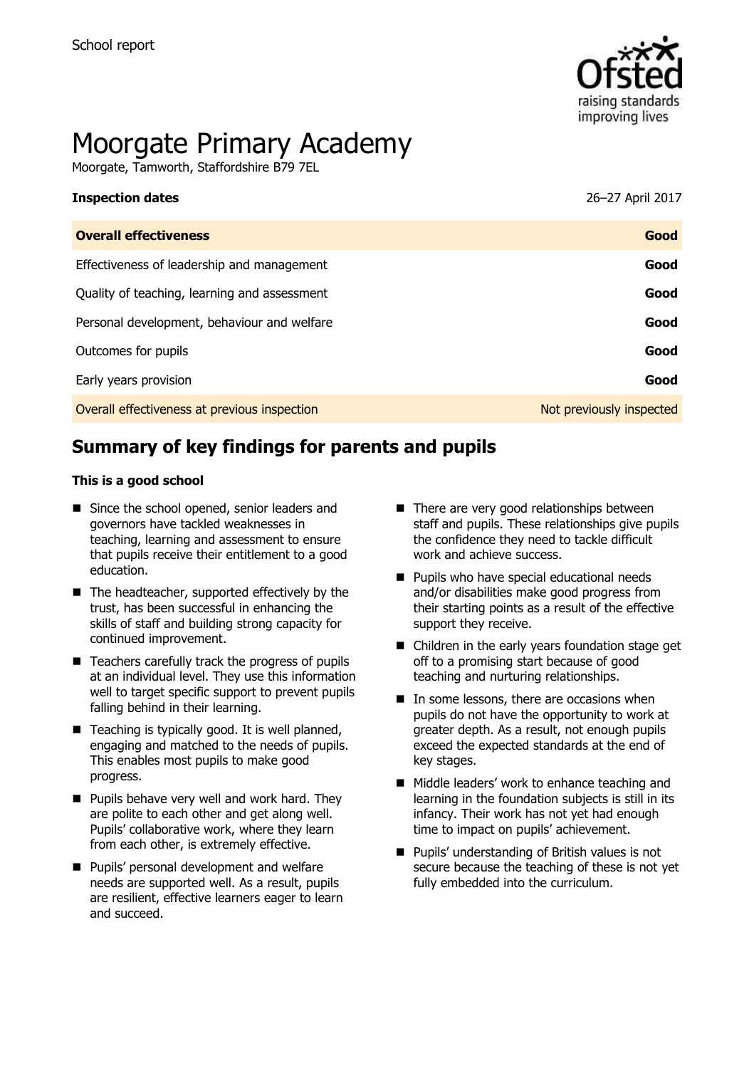School report

# Moorgate Primary Academy

Moorgate, Tamworth, Staffordshire B79 7EL

| **Inspection dates** | 26–27 April 2017 |
| --- | --- |
| **Overall effectiveness** | **Good** |
| Effectiveness of leadership and management | **Good** |
| Quality of teaching, learning and assessment | **Good** |
| Personal development, behaviour and welfare | **Good** |
| Outcomes for pupils | **Good** |
| Early years provision | **Good** |
| Overall effectiveness at previous inspection | Not previously inspected |

## Summary of key findings for parents and pupils

### This is a good school

- Since the school opened, senior leaders and governors have tackled weaknesses in teaching, learning and assessment to ensure that pupils receive their entitlement to a good education.
- The headteacher, supported effectively by the trust, has been successful in enhancing the skills of staff and building strong capacity for continued improvement.
- Teachers carefully track the progress of pupils at an individual level. They use this information well to target specific support to prevent pupils falling behind in their learning.
- Teaching is typically good. It is well planned, engaging and matched to the needs of pupils. This enables most pupils to make good progress.
- Pupils behave very well and work hard. They are polite to each other and get along well. Pupils' collaborative work, where they learn from each other, is extremely effective.
- Pupils' personal development and welfare needs are supported well. As a result, pupils are resilient, effective learners eager to learn and succeed.
- There are very good relationships between staff and pupils. These relationships give pupils the confidence they need to tackle difficult work and achieve success.
- Pupils who have special educational needs and/or disabilities make good progress from their starting points as a result of the effective support they receive.
- Children in the early years foundation stage get off to a promising start because of good teaching and nurturing relationships.
- In some lessons, there are occasions when pupils do not have the opportunity to work at greater depth. As a result, not enough pupils exceed the expected standards at the end of key stages.
- Middle leaders' work to enhance teaching and learning in the foundation subjects is still in its infancy. Their work has not yet had enough time to impact on pupils' achievement.
- Pupils' understanding of British values is not secure because the teaching of these is not yet fully embedded into the curriculum.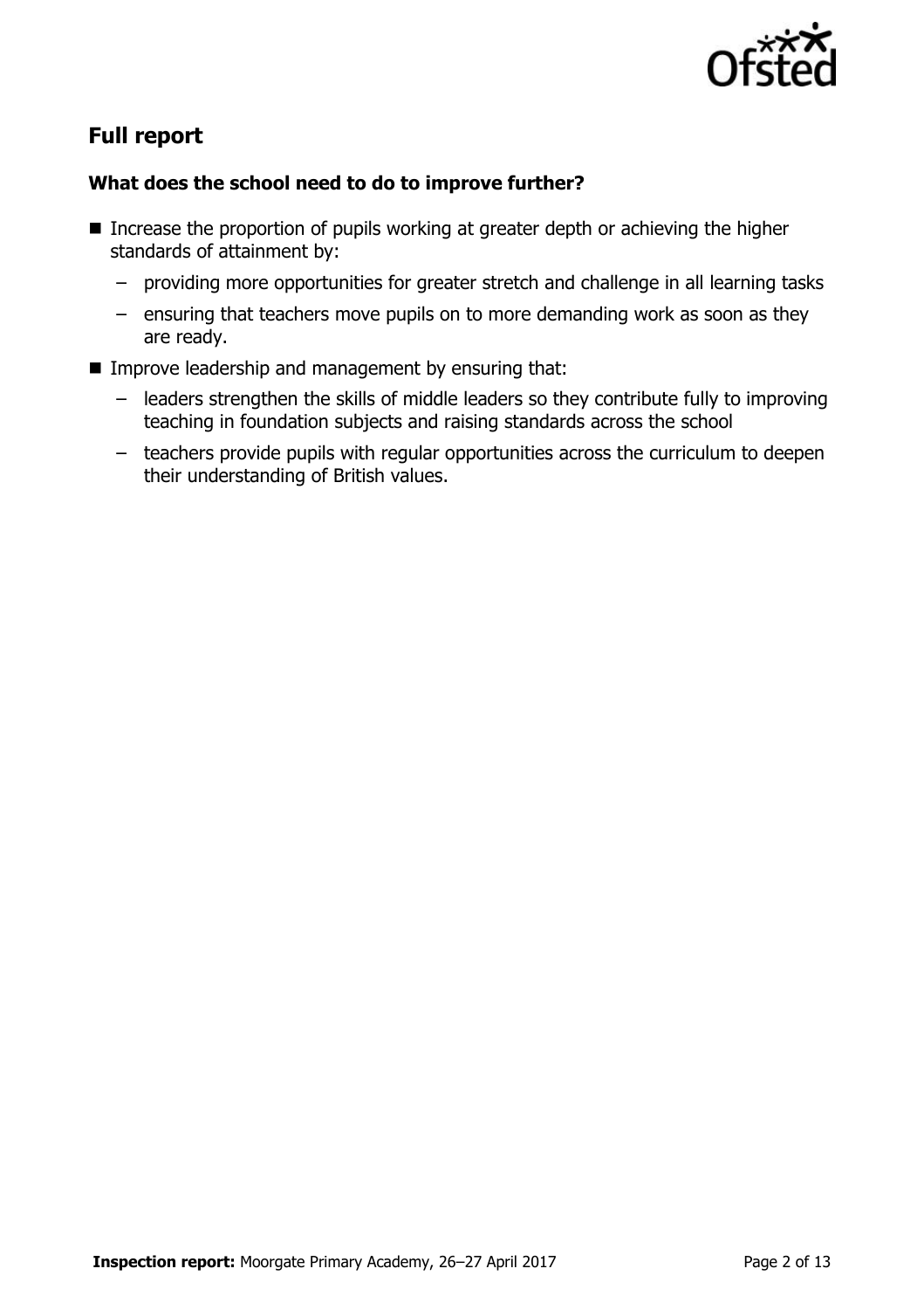## Full report

### What does the school need to do to improve further?

- Increase the proportion of pupils working at greater depth or achieving the higher standards of attainment by:
  - providing more opportunities for greater stretch and challenge in all learning tasks
  - ensuring that teachers move pupils on to more demanding work as soon as they are ready.
- Improve leadership and management by ensuring that:
  - leaders strengthen the skills of middle leaders so they contribute fully to improving teaching in foundation subjects and raising standards across the school
  - teachers provide pupils with regular opportunities across the curriculum to deepen their understanding of British values.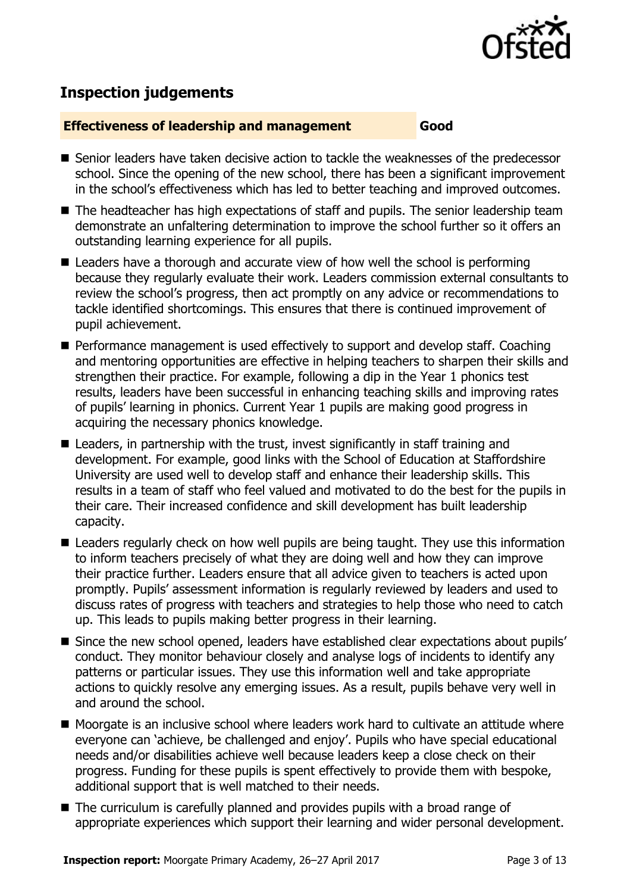## Inspection judgements

**Effectiveness of leadership and management** **Good**

- Senior leaders have taken decisive action to tackle the weaknesses of the predecessor school. Since the opening of the new school, there has been a significant improvement in the school's effectiveness which has led to better teaching and improved outcomes.
- The headteacher has high expectations of staff and pupils. The senior leadership team demonstrate an unfaltering determination to improve the school further so it offers an outstanding learning experience for all pupils.
- Leaders have a thorough and accurate view of how well the school is performing because they regularly evaluate their work. Leaders commission external consultants to review the school's progress, then act promptly on any advice or recommendations to tackle identified shortcomings. This ensures that there is continued improvement of pupil achievement.
- Performance management is used effectively to support and develop staff. Coaching and mentoring opportunities are effective in helping teachers to sharpen their skills and strengthen their practice. For example, following a dip in the Year 1 phonics test results, leaders have been successful in enhancing teaching skills and improving rates of pupils' learning in phonics. Current Year 1 pupils are making good progress in acquiring the necessary phonics knowledge.
- Leaders, in partnership with the trust, invest significantly in staff training and development. For example, good links with the School of Education at Staffordshire University are used well to develop staff and enhance their leadership skills. This results in a team of staff who feel valued and motivated to do the best for the pupils in their care. Their increased confidence and skill development has built leadership capacity.
- Leaders regularly check on how well pupils are being taught. They use this information to inform teachers precisely of what they are doing well and how they can improve their practice further. Leaders ensure that all advice given to teachers is acted upon promptly. Pupils' assessment information is regularly reviewed by leaders and used to discuss rates of progress with teachers and strategies to help those who need to catch up. This leads to pupils making better progress in their learning.
- Since the new school opened, leaders have established clear expectations about pupils' conduct. They monitor behaviour closely and analyse logs of incidents to identify any patterns or particular issues. They use this information well and take appropriate actions to quickly resolve any emerging issues. As a result, pupils behave very well in and around the school.
- Moorgate is an inclusive school where leaders work hard to cultivate an attitude where everyone can 'achieve, be challenged and enjoy'. Pupils who have special educational needs and/or disabilities achieve well because leaders keep a close check on their progress. Funding for these pupils is spent effectively to provide them with bespoke, additional support that is well matched to their needs.
- The curriculum is carefully planned and provides pupils with a broad range of appropriate experiences which support their learning and wider personal development.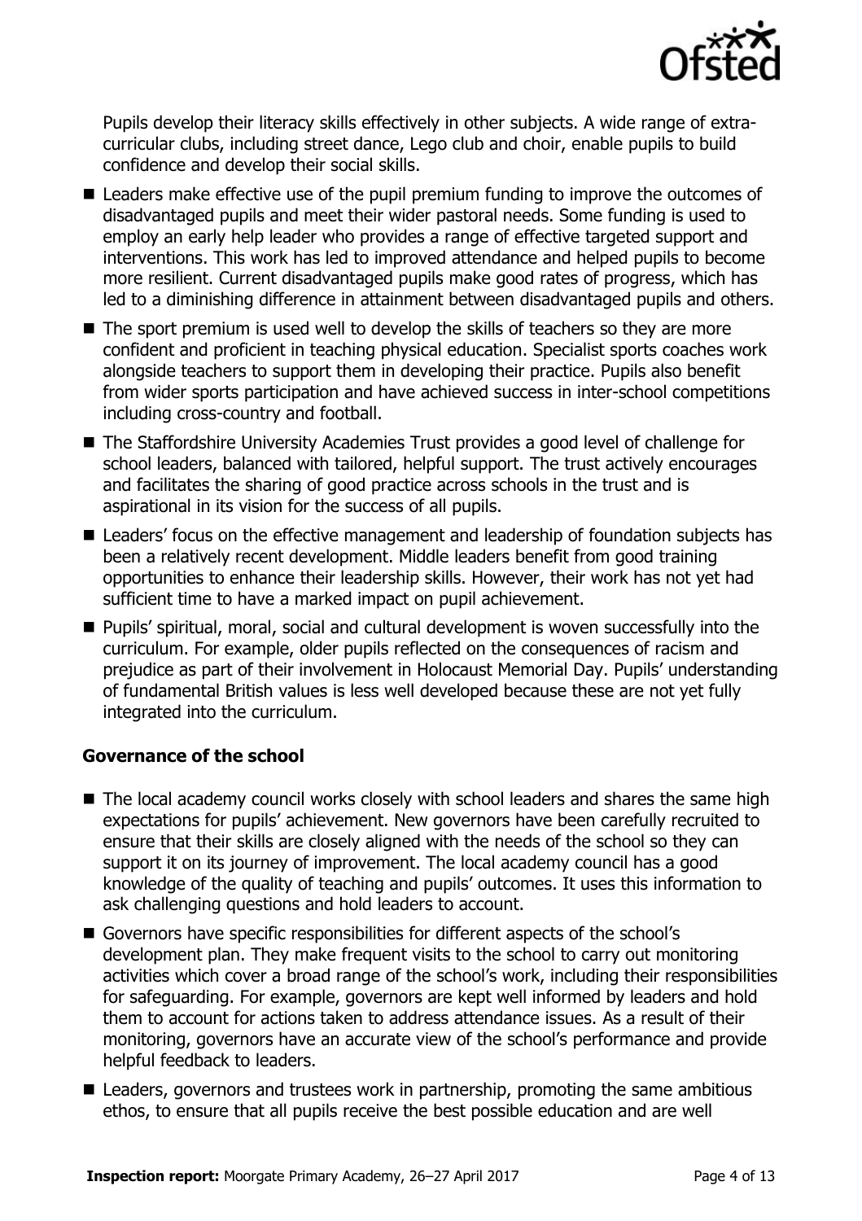Pupils develop their literacy skills effectively in other subjects. A wide range of extra-curricular clubs, including street dance, Lego club and choir, enable pupils to build confidence and develop their social skills.

- Leaders make effective use of the pupil premium funding to improve the outcomes of disadvantaged pupils and meet their wider pastoral needs. Some funding is used to employ an early help leader who provides a range of effective targeted support and interventions. This work has led to improved attendance and helped pupils to become more resilient. Current disadvantaged pupils make good rates of progress, which has led to a diminishing difference in attainment between disadvantaged pupils and others.
- The sport premium is used well to develop the skills of teachers so they are more confident and proficient in teaching physical education. Specialist sports coaches work alongside teachers to support them in developing their practice. Pupils also benefit from wider sports participation and have achieved success in inter-school competitions including cross-country and football.
- The Staffordshire University Academies Trust provides a good level of challenge for school leaders, balanced with tailored, helpful support. The trust actively encourages and facilitates the sharing of good practice across schools in the trust and is aspirational in its vision for the success of all pupils.
- Leaders' focus on the effective management and leadership of foundation subjects has been a relatively recent development. Middle leaders benefit from good training opportunities to enhance their leadership skills. However, their work has not yet had sufficient time to have a marked impact on pupil achievement.
- Pupils' spiritual, moral, social and cultural development is woven successfully into the curriculum. For example, older pupils reflected on the consequences of racism and prejudice as part of their involvement in Holocaust Memorial Day. Pupils' understanding of fundamental British values is less well developed because these are not yet fully integrated into the curriculum.

### Governance of the school

- The local academy council works closely with school leaders and shares the same high expectations for pupils' achievement. New governors have been carefully recruited to ensure that their skills are closely aligned with the needs of the school so they can support it on its journey of improvement. The local academy council has a good knowledge of the quality of teaching and pupils' outcomes. It uses this information to ask challenging questions and hold leaders to account.
- Governors have specific responsibilities for different aspects of the school's development plan. They make frequent visits to the school to carry out monitoring activities which cover a broad range of the school's work, including their responsibilities for safeguarding. For example, governors are kept well informed by leaders and hold them to account for actions taken to address attendance issues. As a result of their monitoring, governors have an accurate view of the school's performance and provide helpful feedback to leaders.
- Leaders, governors and trustees work in partnership, promoting the same ambitious ethos, to ensure that all pupils receive the best possible education and are well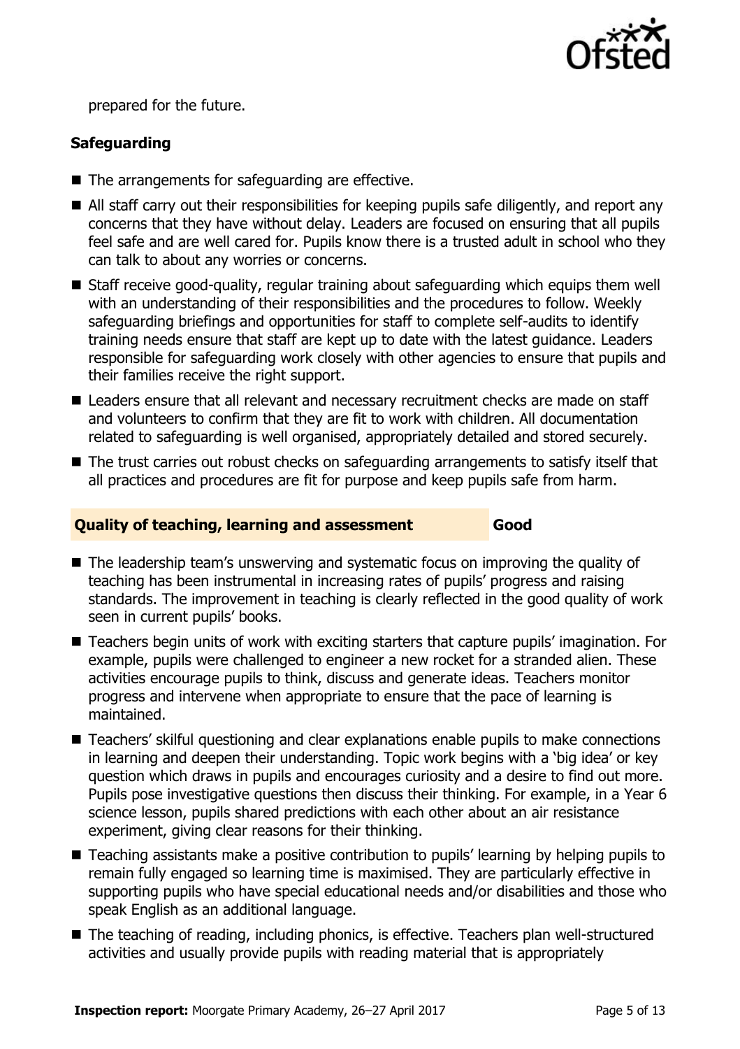prepared for the future.

### Safeguarding

- The arrangements for safeguarding are effective.
- All staff carry out their responsibilities for keeping pupils safe diligently, and report any concerns that they have without delay. Leaders are focused on ensuring that all pupils feel safe and are well cared for. Pupils know there is a trusted adult in school who they can talk to about any worries or concerns.
- Staff receive good-quality, regular training about safeguarding which equips them well with an understanding of their responsibilities and the procedures to follow. Weekly safeguarding briefings and opportunities for staff to complete self-audits to identify training needs ensure that staff are kept up to date with the latest guidance. Leaders responsible for safeguarding work closely with other agencies to ensure that pupils and their families receive the right support.
- Leaders ensure that all relevant and necessary recruitment checks are made on staff and volunteers to confirm that they are fit to work with children. All documentation related to safeguarding is well organised, appropriately detailed and stored securely.
- The trust carries out robust checks on safeguarding arrangements to satisfy itself that all practices and procedures are fit for purpose and keep pupils safe from harm.

## Quality of teaching, learning and assessment — Good

- The leadership team's unswerving and systematic focus on improving the quality of teaching has been instrumental in increasing rates of pupils' progress and raising standards. The improvement in teaching is clearly reflected in the good quality of work seen in current pupils' books.
- Teachers begin units of work with exciting starters that capture pupils' imagination. For example, pupils were challenged to engineer a new rocket for a stranded alien. These activities encourage pupils to think, discuss and generate ideas. Teachers monitor progress and intervene when appropriate to ensure that the pace of learning is maintained.
- Teachers' skilful questioning and clear explanations enable pupils to make connections in learning and deepen their understanding. Topic work begins with a 'big idea' or key question which draws in pupils and encourages curiosity and a desire to find out more. Pupils pose investigative questions then discuss their thinking. For example, in a Year 6 science lesson, pupils shared predictions with each other about an air resistance experiment, giving clear reasons for their thinking.
- Teaching assistants make a positive contribution to pupils' learning by helping pupils to remain fully engaged so learning time is maximised. They are particularly effective in supporting pupils who have special educational needs and/or disabilities and those who speak English as an additional language.
- The teaching of reading, including phonics, is effective. Teachers plan well-structured activities and usually provide pupils with reading material that is appropriately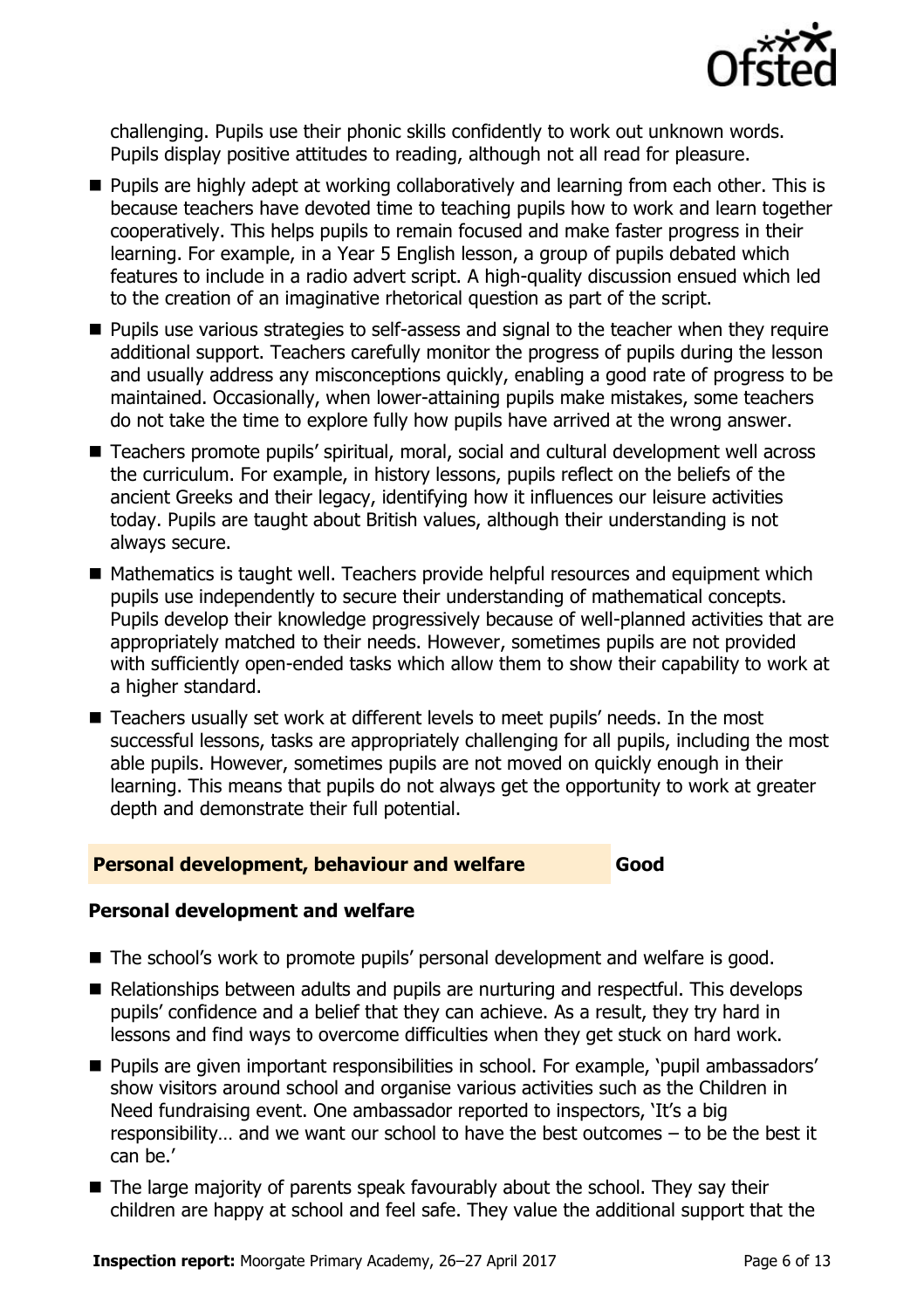challenging. Pupils use their phonic skills confidently to work out unknown words. Pupils display positive attitudes to reading, although not all read for pleasure.

- Pupils are highly adept at working collaboratively and learning from each other. This is because teachers have devoted time to teaching pupils how to work and learn together cooperatively. This helps pupils to remain focused and make faster progress in their learning. For example, in a Year 5 English lesson, a group of pupils debated which features to include in a radio advert script. A high-quality discussion ensued which led to the creation of an imaginative rhetorical question as part of the script.
- Pupils use various strategies to self-assess and signal to the teacher when they require additional support. Teachers carefully monitor the progress of pupils during the lesson and usually address any misconceptions quickly, enabling a good rate of progress to be maintained. Occasionally, when lower-attaining pupils make mistakes, some teachers do not take the time to explore fully how pupils have arrived at the wrong answer.
- Teachers promote pupils' spiritual, moral, social and cultural development well across the curriculum. For example, in history lessons, pupils reflect on the beliefs of the ancient Greeks and their legacy, identifying how it influences our leisure activities today. Pupils are taught about British values, although their understanding is not always secure.
- Mathematics is taught well. Teachers provide helpful resources and equipment which pupils use independently to secure their understanding of mathematical concepts. Pupils develop their knowledge progressively because of well-planned activities that are appropriately matched to their needs. However, sometimes pupils are not provided with sufficiently open-ended tasks which allow them to show their capability to work at a higher standard.
- Teachers usually set work at different levels to meet pupils' needs. In the most successful lessons, tasks are appropriately challenging for all pupils, including the most able pupils. However, sometimes pupils are not moved on quickly enough in their learning. This means that pupils do not always get the opportunity to work at greater depth and demonstrate their full potential.

## Personal development, behaviour and welfare — Good

### Personal development and welfare

- The school's work to promote pupils' personal development and welfare is good.
- Relationships between adults and pupils are nurturing and respectful. This develops pupils' confidence and a belief that they can achieve. As a result, they try hard in lessons and find ways to overcome difficulties when they get stuck on hard work.
- Pupils are given important responsibilities in school. For example, 'pupil ambassadors' show visitors around school and organise various activities such as the Children in Need fundraising event. One ambassador reported to inspectors, 'It's a big responsibility… and we want our school to have the best outcomes – to be the best it can be.'
- The large majority of parents speak favourably about the school. They say their children are happy at school and feel safe. They value the additional support that the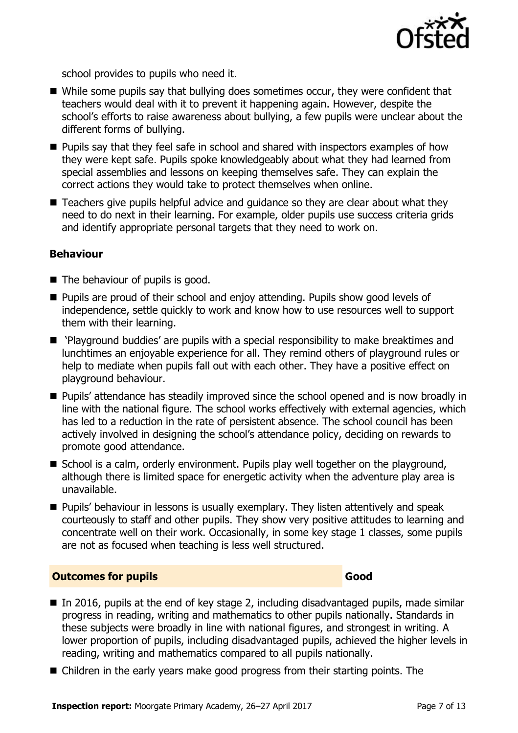school provides to pupils who need it.

- While some pupils say that bullying does sometimes occur, they were confident that teachers would deal with it to prevent it happening again. However, despite the school's efforts to raise awareness about bullying, a few pupils were unclear about the different forms of bullying.
- Pupils say that they feel safe in school and shared with inspectors examples of how they were kept safe. Pupils spoke knowledgeably about what they had learned from special assemblies and lessons on keeping themselves safe. They can explain the correct actions they would take to protect themselves when online.
- Teachers give pupils helpful advice and guidance so they are clear about what they need to do next in their learning. For example, older pupils use success criteria grids and identify appropriate personal targets that they need to work on.

### Behaviour

- The behaviour of pupils is good.
- Pupils are proud of their school and enjoy attending. Pupils show good levels of independence, settle quickly to work and know how to use resources well to support them with their learning.
- 'Playground buddies' are pupils with a special responsibility to make breaktimes and lunchtimes an enjoyable experience for all. They remind others of playground rules or help to mediate when pupils fall out with each other. They have a positive effect on playground behaviour.
- Pupils' attendance has steadily improved since the school opened and is now broadly in line with the national figure. The school works effectively with external agencies, which has led to a reduction in the rate of persistent absence. The school council has been actively involved in designing the school's attendance policy, deciding on rewards to promote good attendance.
- School is a calm, orderly environment. Pupils play well together on the playground, although there is limited space for energetic activity when the adventure play area is unavailable.
- Pupils' behaviour in lessons is usually exemplary. They listen attentively and speak courteously to staff and other pupils. They show very positive attitudes to learning and concentrate well on their work. Occasionally, in some key stage 1 classes, some pupils are not as focused when teaching is less well structured.

## Outcomes for pupils — Good

- In 2016, pupils at the end of key stage 2, including disadvantaged pupils, made similar progress in reading, writing and mathematics to other pupils nationally. Standards in these subjects were broadly in line with national figures, and strongest in writing. A lower proportion of pupils, including disadvantaged pupils, achieved the higher levels in reading, writing and mathematics compared to all pupils nationally.
- Children in the early years make good progress from their starting points. The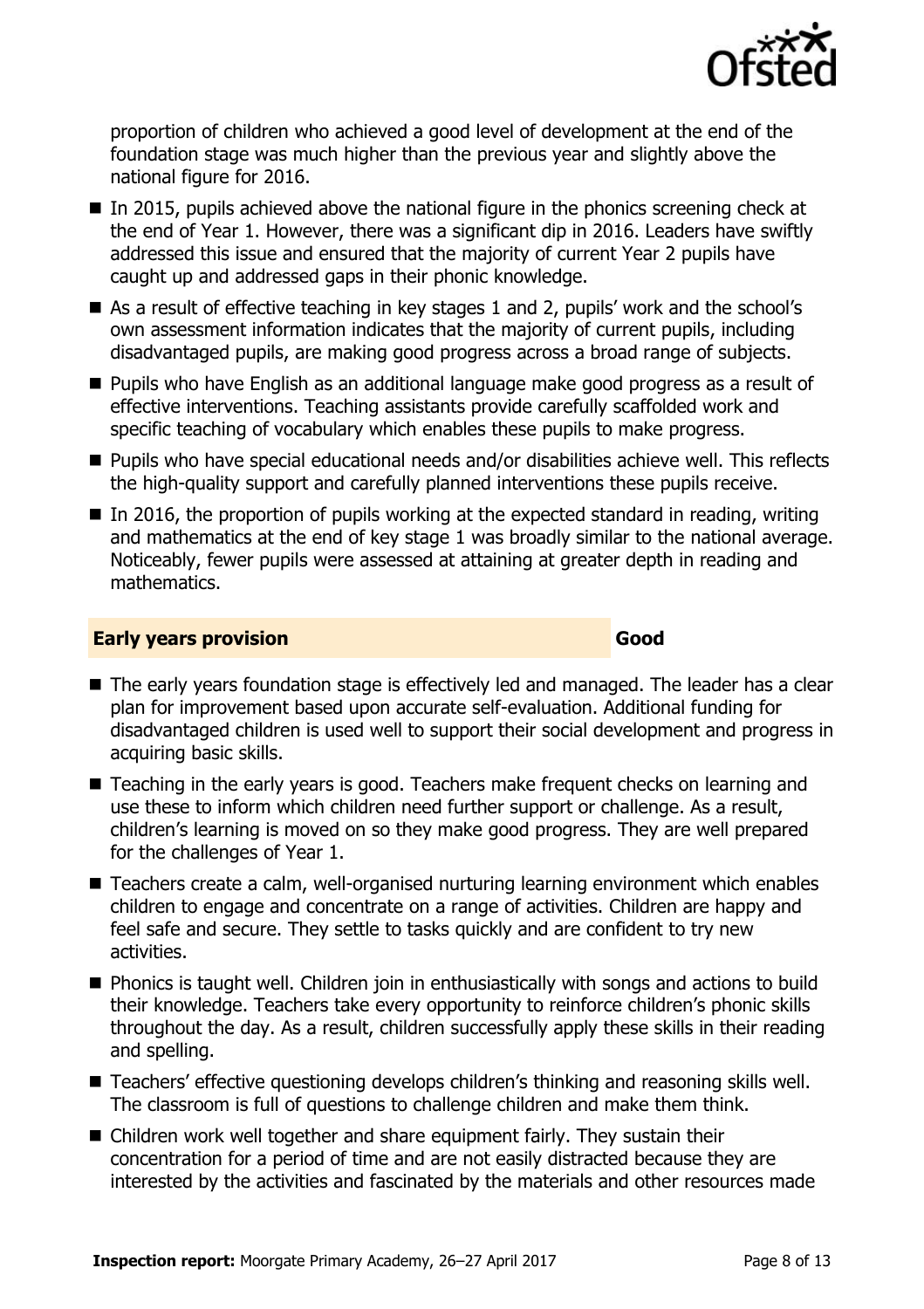proportion of children who achieved a good level of development at the end of the foundation stage was much higher than the previous year and slightly above the national figure for 2016.

- In 2015, pupils achieved above the national figure in the phonics screening check at the end of Year 1. However, there was a significant dip in 2016. Leaders have swiftly addressed this issue and ensured that the majority of current Year 2 pupils have caught up and addressed gaps in their phonic knowledge.
- As a result of effective teaching in key stages 1 and 2, pupils' work and the school's own assessment information indicates that the majority of current pupils, including disadvantaged pupils, are making good progress across a broad range of subjects.
- Pupils who have English as an additional language make good progress as a result of effective interventions. Teaching assistants provide carefully scaffolded work and specific teaching of vocabulary which enables these pupils to make progress.
- Pupils who have special educational needs and/or disabilities achieve well. This reflects the high-quality support and carefully planned interventions these pupils receive.
- In 2016, the proportion of pupils working at the expected standard in reading, writing and mathematics at the end of key stage 1 was broadly similar to the national average. Noticeably, fewer pupils were assessed at attaining at greater depth in reading and mathematics.

## Early years provision — Good

- The early years foundation stage is effectively led and managed. The leader has a clear plan for improvement based upon accurate self-evaluation. Additional funding for disadvantaged children is used well to support their social development and progress in acquiring basic skills.
- Teaching in the early years is good. Teachers make frequent checks on learning and use these to inform which children need further support or challenge. As a result, children's learning is moved on so they make good progress. They are well prepared for the challenges of Year 1.
- Teachers create a calm, well-organised nurturing learning environment which enables children to engage and concentrate on a range of activities. Children are happy and feel safe and secure. They settle to tasks quickly and are confident to try new activities.
- Phonics is taught well. Children join in enthusiastically with songs and actions to build their knowledge. Teachers take every opportunity to reinforce children's phonic skills throughout the day. As a result, children successfully apply these skills in their reading and spelling.
- Teachers' effective questioning develops children's thinking and reasoning skills well. The classroom is full of questions to challenge children and make them think.
- Children work well together and share equipment fairly. They sustain their concentration for a period of time and are not easily distracted because they are interested by the activities and fascinated by the materials and other resources made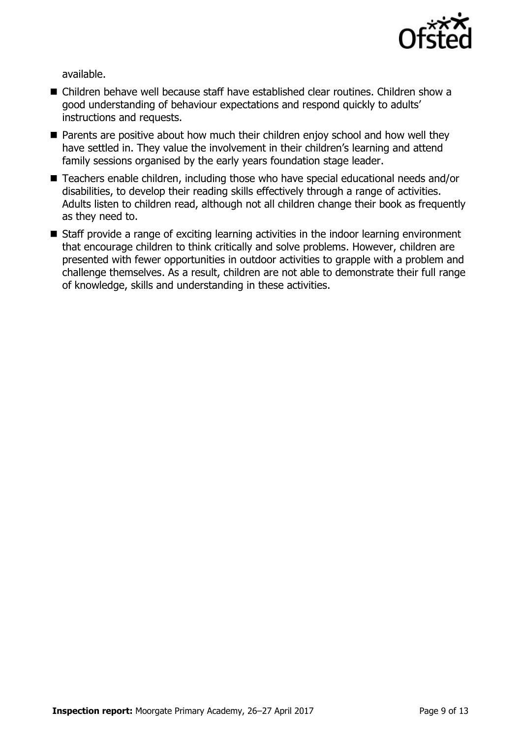available.

- Children behave well because staff have established clear routines. Children show a good understanding of behaviour expectations and respond quickly to adults' instructions and requests.
- Parents are positive about how much their children enjoy school and how well they have settled in. They value the involvement in their children's learning and attend family sessions organised by the early years foundation stage leader.
- Teachers enable children, including those who have special educational needs and/or disabilities, to develop their reading skills effectively through a range of activities. Adults listen to children read, although not all children change their book as frequently as they need to.
- Staff provide a range of exciting learning activities in the indoor learning environment that encourage children to think critically and solve problems. However, children are presented with fewer opportunities in outdoor activities to grapple with a problem and challenge themselves. As a result, children are not able to demonstrate their full range of knowledge, skills and understanding in these activities.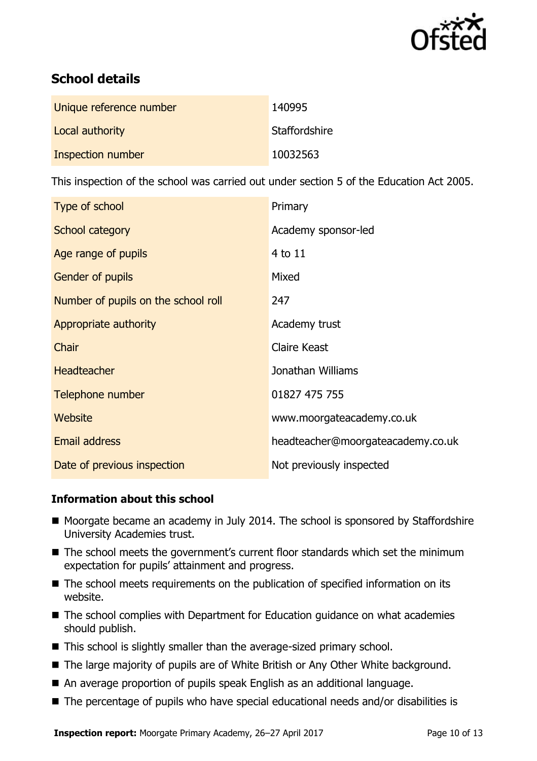## School details

| | |
|---|---|
| Unique reference number | 140995 |
| Local authority | Staffordshire |
| Inspection number | 10032563 |

This inspection of the school was carried out under section 5 of the Education Act 2005.

| | |
|---|---|
| Type of school | Primary |
| School category | Academy sponsor-led |
| Age range of pupils | 4 to 11 |
| Gender of pupils | Mixed |
| Number of pupils on the school roll | 247 |
| Appropriate authority | Academy trust |
| Chair | Claire Keast |
| Headteacher | Jonathan Williams |
| Telephone number | 01827 475 755 |
| Website | www.moorgateacademy.co.uk |
| Email address | headteacher@moorgateacademy.co.uk |
| Date of previous inspection | Not previously inspected |

### Information about this school

- Moorgate became an academy in July 2014. The school is sponsored by Staffordshire University Academies trust.
- The school meets the government's current floor standards which set the minimum expectation for pupils' attainment and progress.
- The school meets requirements on the publication of specified information on its website.
- The school complies with Department for Education guidance on what academies should publish.
- This school is slightly smaller than the average-sized primary school.
- The large majority of pupils are of White British or Any Other White background.
- An average proportion of pupils speak English as an additional language.
- The percentage of pupils who have special educational needs and/or disabilities is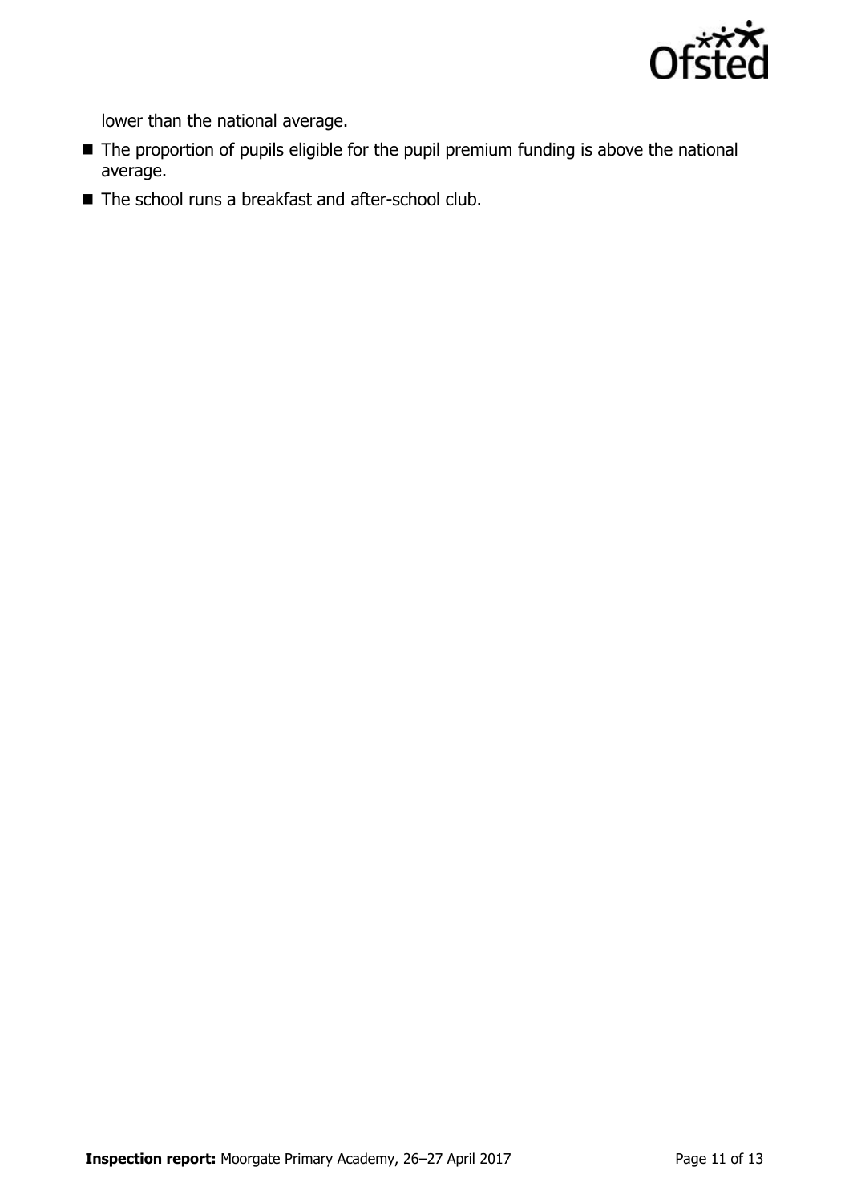lower than the national average.

- The proportion of pupils eligible for the pupil premium funding is above the national average.
- The school runs a breakfast and after-school club.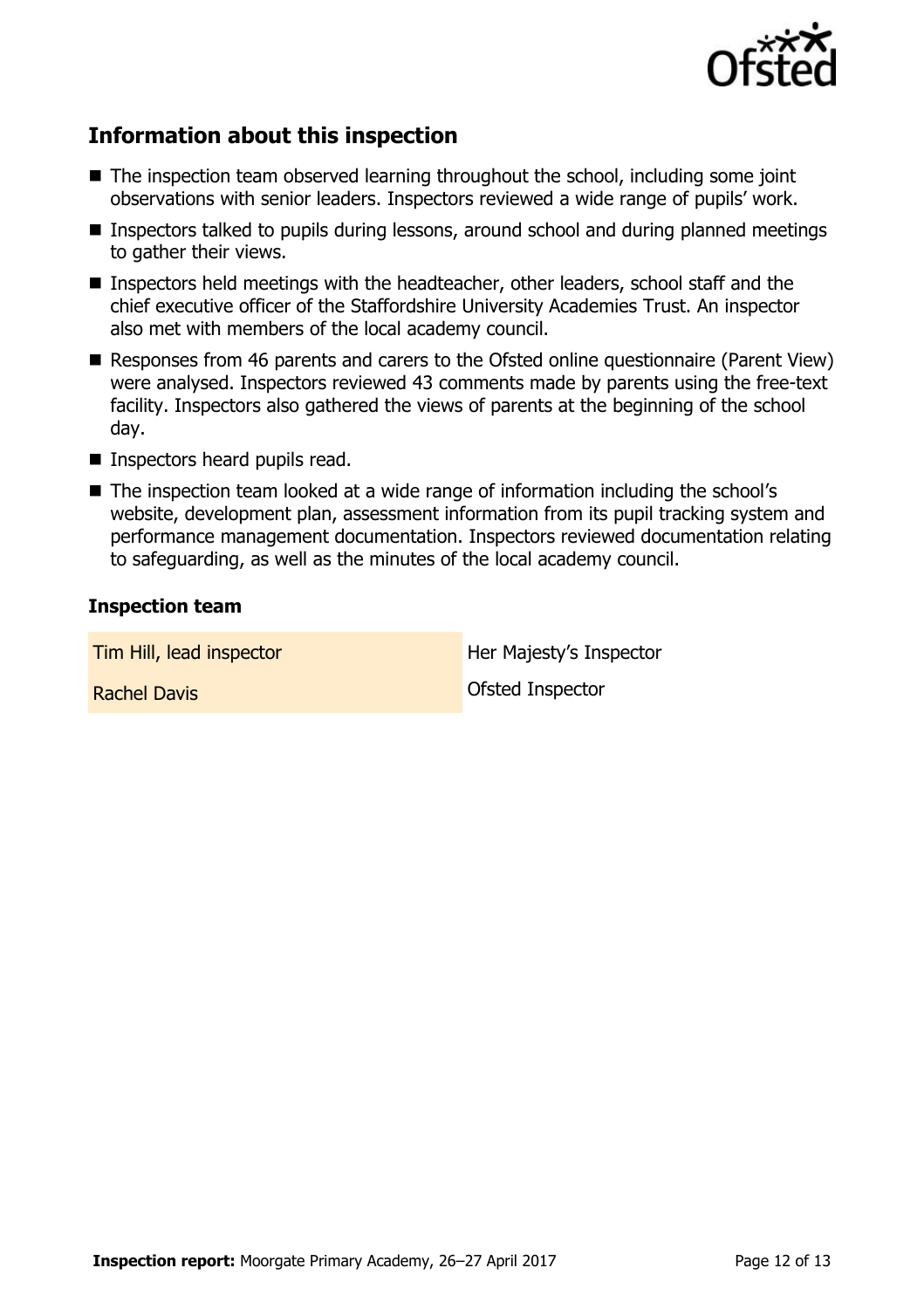## Information about this inspection

- The inspection team observed learning throughout the school, including some joint observations with senior leaders. Inspectors reviewed a wide range of pupils' work.
- Inspectors talked to pupils during lessons, around school and during planned meetings to gather their views.
- Inspectors held meetings with the headteacher, other leaders, school staff and the chief executive officer of the Staffordshire University Academies Trust. An inspector also met with members of the local academy council.
- Responses from 46 parents and carers to the Ofsted online questionnaire (Parent View) were analysed. Inspectors reviewed 43 comments made by parents using the free-text facility. Inspectors also gathered the views of parents at the beginning of the school day.
- Inspectors heard pupils read.
- The inspection team looked at a wide range of information including the school's website, development plan, assessment information from its pupil tracking system and performance management documentation. Inspectors reviewed documentation relating to safeguarding, as well as the minutes of the local academy council.

### Inspection team

| | |
|---|---|
| Tim Hill, lead inspector | Her Majesty's Inspector |
| Rachel Davis | Ofsted Inspector |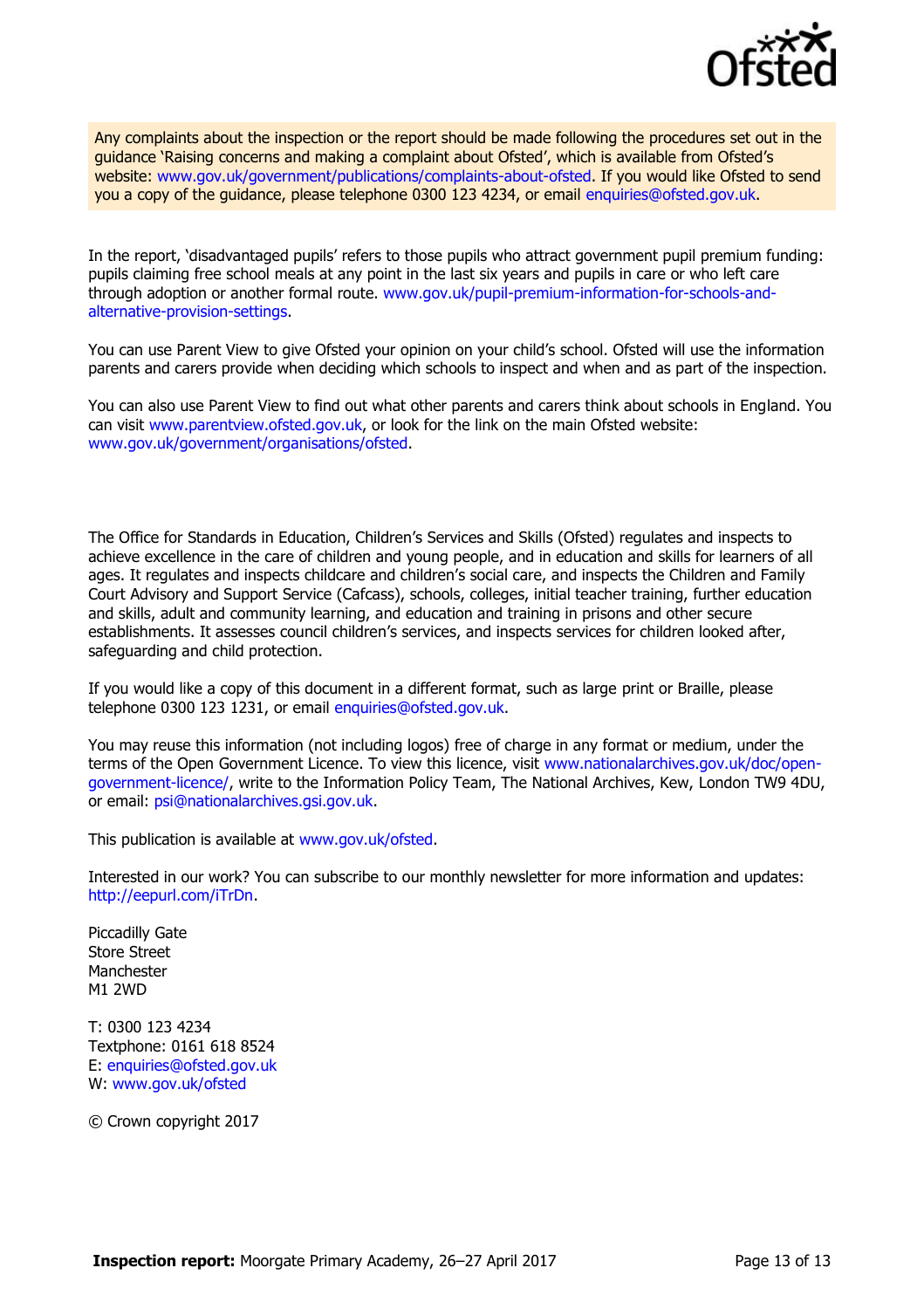Any complaints about the inspection or the report should be made following the procedures set out in the guidance 'Raising concerns and making a complaint about Ofsted', which is available from Ofsted's website: www.gov.uk/government/publications/complaints-about-ofsted. If you would like Ofsted to send you a copy of the guidance, please telephone 0300 123 4234, or email enquiries@ofsted.gov.uk.

In the report, 'disadvantaged pupils' refers to those pupils who attract government pupil premium funding: pupils claiming free school meals at any point in the last six years and pupils in care or who left care through adoption or another formal route. www.gov.uk/pupil-premium-information-for-schools-and-alternative-provision-settings.

You can use Parent View to give Ofsted your opinion on your child's school. Ofsted will use the information parents and carers provide when deciding which schools to inspect and when and as part of the inspection.

You can also use Parent View to find out what other parents and carers think about schools in England. You can visit www.parentview.ofsted.gov.uk, or look for the link on the main Ofsted website: www.gov.uk/government/organisations/ofsted.

The Office for Standards in Education, Children's Services and Skills (Ofsted) regulates and inspects to achieve excellence in the care of children and young people, and in education and skills for learners of all ages. It regulates and inspects childcare and children's social care, and inspects the Children and Family Court Advisory and Support Service (Cafcass), schools, colleges, initial teacher training, further education and skills, adult and community learning, and education and training in prisons and other secure establishments. It assesses council children's services, and inspects services for children looked after, safeguarding and child protection.

If you would like a copy of this document in a different format, such as large print or Braille, please telephone 0300 123 1231, or email enquiries@ofsted.gov.uk.

You may reuse this information (not including logos) free of charge in any format or medium, under the terms of the Open Government Licence. To view this licence, visit www.nationalarchives.gov.uk/doc/open-government-licence/, write to the Information Policy Team, The National Archives, Kew, London TW9 4DU, or email: psi@nationalarchives.gsi.gov.uk.

This publication is available at www.gov.uk/ofsted.

Interested in our work? You can subscribe to our monthly newsletter for more information and updates: http://eepurl.com/iTrDn.

Piccadilly Gate
Store Street
Manchester
M1 2WD

T: 0300 123 4234
Textphone: 0161 618 8524
E: enquiries@ofsted.gov.uk
W: www.gov.uk/ofsted

© Crown copyright 2017